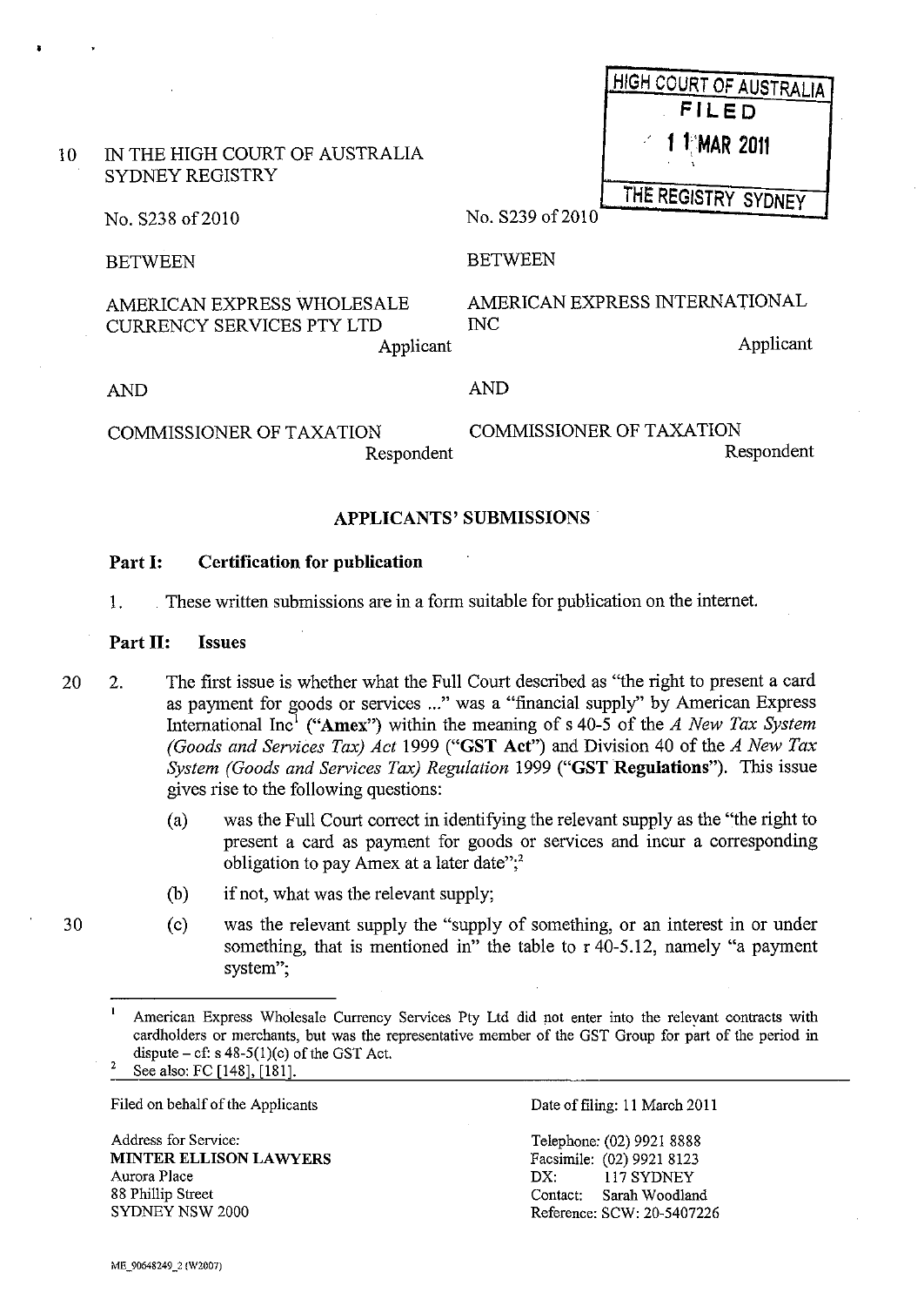HIGH COURT OF AUSTRALIA
FILED
11 MAR 2011
THE REGISTRY SYDNEY

IN THE HIGH COURT OF AUSTRALIA
SYDNEY REGISTRY

| No. S238 of 2010 | No. S239 of 2010 |
|---|---|
| BETWEEN | BETWEEN |
| AMERICAN EXPRESS WHOLESALE CURRENCY SERVICES PTY LTD<br>Applicant | AMERICAN EXPRESS INTERNATIONAL INC<br>Applicant |
| AND | AND |
| COMMISSIONER OF TAXATION<br>Respondent | COMMISSIONER OF TAXATION<br>Respondent |

## APPLICANTS' SUBMISSIONS

### Part I: Certification for publication

1. These written submissions are in a form suitable for publication on the internet.

### Part II: Issues

2. The first issue is whether what the Full Court described as "the right to present a card as payment for goods or services ..." was a "financial supply" by American Express International Inc[1] ("**Amex**") within the meaning of s 40-5 of the *A New Tax System (Goods and Services Tax) Act* 1999 ("**GST Act**") and Division 40 of the *A New Tax System (Goods and Services Tax) Regulation* 1999 ("**GST Regulations**"). This issue gives rise to the following questions:

   (a) was the Full Court correct in identifying the relevant supply as the "the right to present a card as payment for goods or services and incur a corresponding obligation to pay Amex at a later date";[2]

   (b) if not, what was the relevant supply;

   (c) was the relevant supply the "supply of something, or an interest in or under something, that is mentioned in" the table to r 40-5.12, namely "a payment system";

---

[1] American Express Wholesale Currency Services Pty Ltd did not enter into the relevant contracts with cardholders or merchants, but was the representative member of the GST Group for part of the period in dispute – cf: s 48-5(1)(c) of the GST Act.

[2] See also: FC [148], [181].

Filed on behalf of the Applicants

Address for Service:
**MINTER ELLISON LAWYERS**
Aurora Place
88 Phillip Street
SYDNEY NSW 2000

Date of filing: 11 March 2011

Telephone: (02) 9921 8888
Facsimile: (02) 9921 8123
DX: 117 SYDNEY
Contact: Sarah Woodland
Reference: SCW: 20-5407226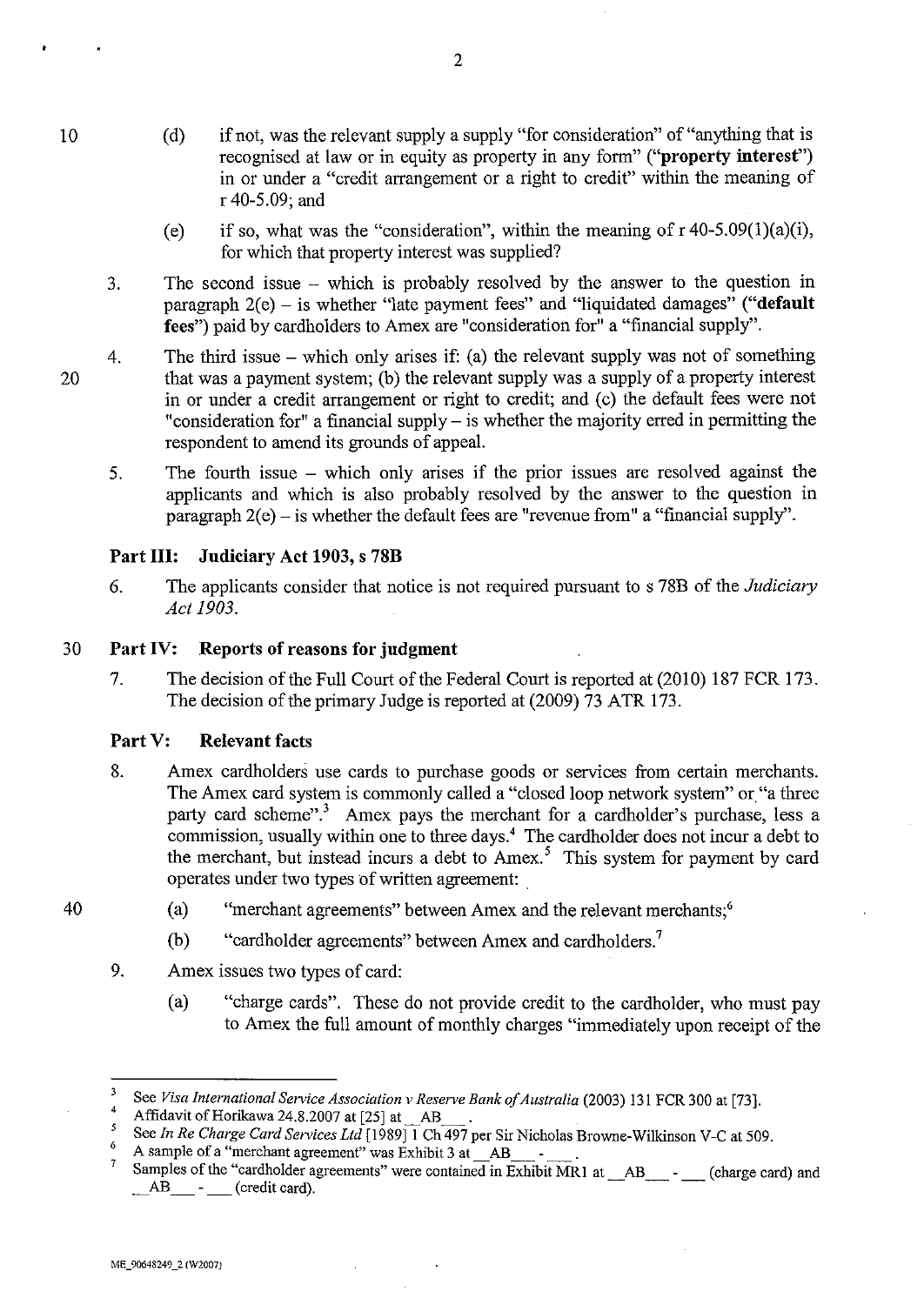(d) if not, was the relevant supply a supply "for consideration" of "anything that is recognised at law or in equity as property in any form" (**"property interest"**) in or under a "credit arrangement or a right to credit" within the meaning of r 40-5.09; and

(e) if so, what was the "consideration", within the meaning of r 40-5.09(1)(a)(i), for which that property interest was supplied?

3. The second issue – which is probably resolved by the answer to the question in paragraph 2(e) – is whether "late payment fees" and "liquidated damages" (**"default fees"**) paid by cardholders to Amex are "consideration for" a "financial supply".

4. The third issue – which only arises if: (a) the relevant supply was not of something that was a payment system; (b) the relevant supply was a supply of a property interest in or under a credit arrangement or right to credit; and (c) the default fees were not "consideration for" a financial supply – is whether the majority erred in permitting the respondent to amend its grounds of appeal.

5. The fourth issue – which only arises if the prior issues are resolved against the applicants and which is also probably resolved by the answer to the question in paragraph 2(e) – is whether the default fees are "revenue from" a "financial supply".

## Part III: Judiciary Act 1903, s 78B

6. The applicants consider that notice is not required pursuant to s 78B of the *Judiciary Act 1903*.

## Part IV: Reports of reasons for judgment

7. The decision of the Full Court of the Federal Court is reported at (2010) 187 FCR 173. The decision of the primary Judge is reported at (2009) 73 ATR 173.

## Part V: Relevant facts

8. Amex cardholders use cards to purchase goods or services from certain merchants. The Amex card system is commonly called a "closed loop network system" or "a three party card scheme".[3] Amex pays the merchant for a cardholder's purchase, less a commission, usually within one to three days.[4] The cardholder does not incur a debt to the merchant, but instead incurs a debt to Amex.[5] This system for payment by card operates under two types of written agreement:

(a) "merchant agreements" between Amex and the relevant merchants;[6]

(b) "cardholder agreements" between Amex and cardholders.[7]

9. Amex issues two types of card:

(a) "charge cards". These do not provide credit to the cardholder, who must pay to Amex the full amount of monthly charges "immediately upon receipt of the

---

[3] See *Visa International Service Association v Reserve Bank of Australia* (2003) 131 FCR 300 at [73].

[4] Affidavit of Horikawa 24.8.2007 at [25] at \_\_AB\_\_\_.

[5] See *In Re Charge Card Services Ltd* [1989] 1 Ch 497 per Sir Nicholas Browne-Wilkinson V-C at 509.

[6] A sample of a "merchant agreement" was Exhibit 3 at \_\_AB\_\_\_ - \_\_\_.

[7] Samples of the "cardholder agreements" were contained in Exhibit MR1 at \_\_AB\_\_\_ - \_\_\_ (charge card) and \_\_AB\_\_\_ - \_\_\_ (credit card).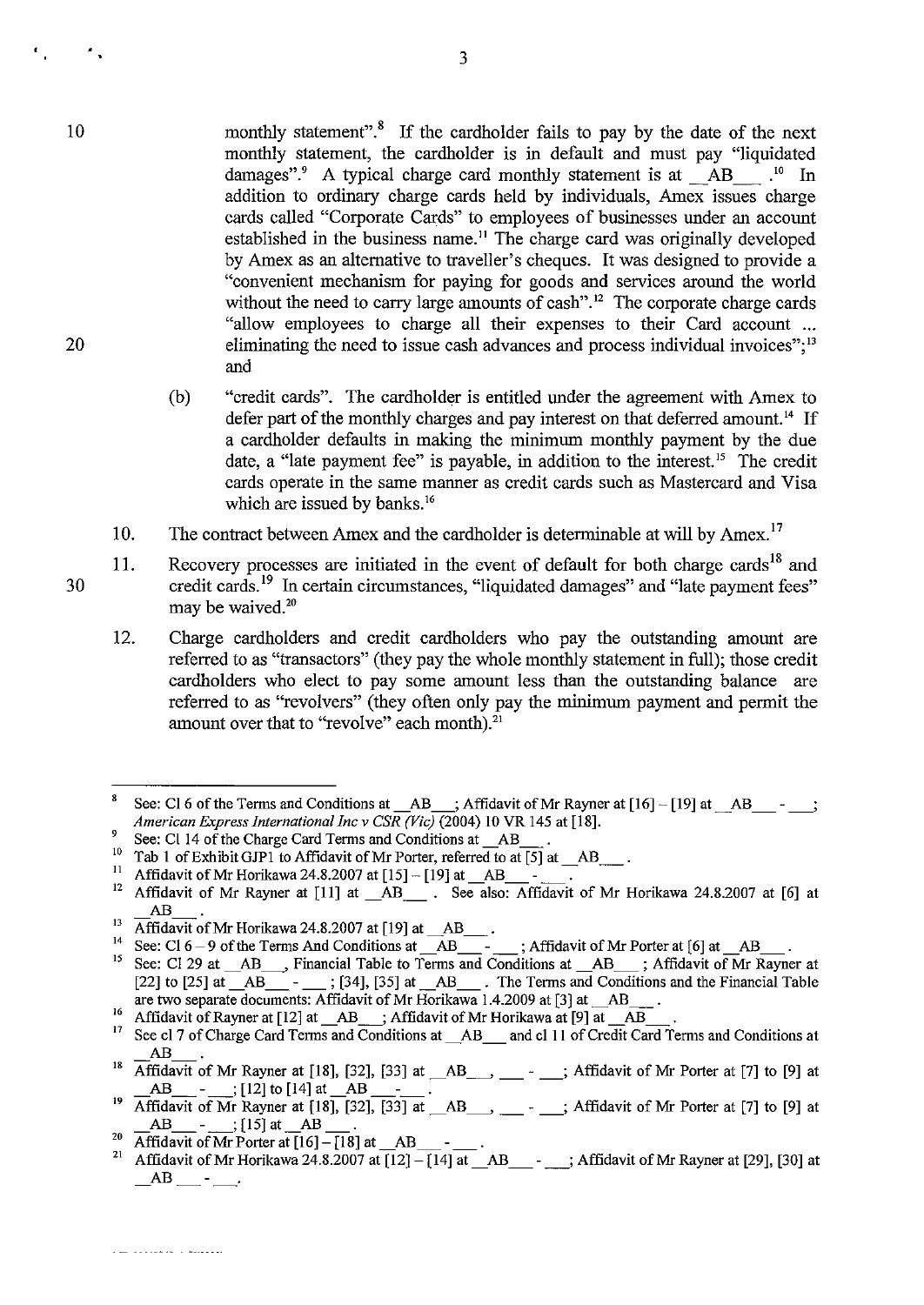monthly statement".[8] If the cardholder fails to pay by the date of the next monthly statement, the cardholder is in default and must pay "liquidated damages".[9] A typical charge card monthly statement is at __AB___ .[10] In addition to ordinary charge cards held by individuals, Amex issues charge cards called "Corporate Cards" to employees of businesses under an account established in the business name.[11] The charge card was originally developed by Amex as an alternative to traveller's cheques. It was designed to provide a "convenient mechanism for paying for goods and services around the world without the need to carry large amounts of cash".[12] The corporate charge cards "allow employees to charge all their expenses to their Card account ... eliminating the need to issue cash advances and process individual invoices";[13] and

(b) "credit cards". The cardholder is entitled under the agreement with Amex to defer part of the monthly charges and pay interest on that deferred amount.[14] If a cardholder defaults in making the minimum monthly payment by the due date, a "late payment fee" is payable, in addition to the interest.[15] The credit cards operate in the same manner as credit cards such as Mastercard and Visa which are issued by banks.[16]

10. The contract between Amex and the cardholder is determinable at will by Amex.[17]

11. Recovery processes are initiated in the event of default for both charge cards[18] and credit cards.[19] In certain circumstances, "liquidated damages" and "late payment fees" may be waived.[20]

12. Charge cardholders and credit cardholders who pay the outstanding amount are referred to as "transactors" (they pay the whole monthly statement in full); those credit cardholders who elect to pay some amount less than the outstanding balance are referred to as "revolvers" (they often only pay the minimum payment and permit the amount over that to "revolve" each month).[21]

---

[8] See: Cl 6 of the Terms and Conditions at __AB___; Affidavit of Mr Rayner at [16] – [19] at __AB___ - ___; *American Express International Inc v CSR (Vic)* (2004) 10 VR 145 at [18].

[9] See: Cl 14 of the Charge Card Terms and Conditions at __AB___.

[10] Tab 1 of Exhibit GJP1 to Affidavit of Mr Porter, referred to at [5] at __AB___.

[11] Affidavit of Mr Horikawa 24.8.2007 at [15] – [19] at __AB___ - ___.

[12] Affidavit of Mr Rayner at [11] at __AB___ . See also: Affidavit of Mr Horikawa 24.8.2007 at [6] at __AB___.

[13] Affidavit of Mr Horikawa 24.8.2007 at [19] at __AB___.

[14] See: Cl 6 – 9 of the Terms And Conditions at __AB___ - ___; Affidavit of Mr Porter at [6] at __AB___.

[15] See: Cl 29 at __AB___, Financial Table to Terms and Conditions at __AB___; Affidavit of Mr Rayner at [22] to [25] at __AB___ - ___; [34], [35] at __AB___ . The Terms and Conditions and the Financial Table are two separate documents: Affidavit of Mr Horikawa 1.4.2009 at [3] at __AB___.

[16] Affidavit of Rayner at [12] at __AB___; Affidavit of Mr Horikawa at [9] at __AB___.

[17] See cl 7 of Charge Card Terms and Conditions at __AB___ and cl 11 of Credit Card Terms and Conditions at __AB___.

[18] Affidavit of Mr Rayner at [18], [32], [33] at __AB___, ___ - ___; Affidavit of Mr Porter at [7] to [9] at __AB___ - ___; [12] to [14] at __AB ___- ___.

[19] Affidavit of Mr Rayner at [18], [32], [33] at __AB___, ___ - ___; Affidavit of Mr Porter at [7] to [9] at __AB___ - ___; [15] at __AB ___.

[20] Affidavit of Mr Porter at [16] – [18] at __AB___ - ___.

[21] Affidavit of Mr Horikawa 24.8.2007 at [12] – [14] at __AB___ - ___; Affidavit of Mr Rayner at [29], [30] at __AB ___ - ___.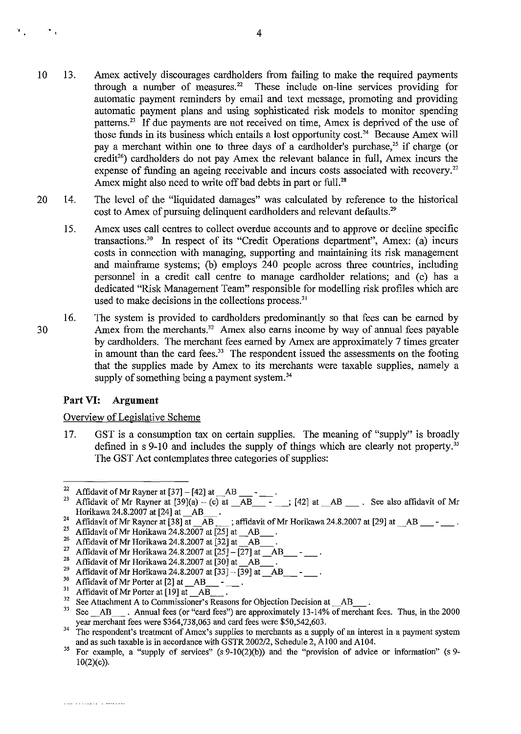13. Amex actively discourages cardholders from failing to make the required payments through a number of measures.[22] These include on-line services providing for automatic payment reminders by email and text message, promoting and providing automatic payment plans and using sophisticated risk models to monitor spending patterns.[23] If due payments are not received on time, Amex is deprived of the use of those funds in its business which entails a lost opportunity cost.[24] Because Amex will pay a merchant within one to three days of a cardholder's purchase,[25] if charge (or credit[26]) cardholders do not pay Amex the relevant balance in full, Amex incurs the expense of funding an ageing receivable and incurs costs associated with recovery.[27] Amex might also need to write off bad debts in part or full.[28]

14. The level of the "liquidated damages" was calculated by reference to the historical cost to Amex of pursuing delinquent cardholders and relevant defaults.[29]

15. Amex uses call centres to collect overdue accounts and to approve or decline specific transactions.[30] In respect of its "Credit Operations department", Amex: (a) incurs costs in connection with managing, supporting and maintaining its risk management and mainframe systems; (b) employs 240 people across three countries, including personnel in a credit call centre to manage cardholder relations; and (c) has a dedicated "Risk Management Team" responsible for modelling risk profiles which are used to make decisions in the collections process.[31]

16. The system is provided to cardholders predominantly so that fees can be earned by Amex from the merchants.[32] Amex also earns income by way of annual fees payable by cardholders. The merchant fees earned by Amex are approximately 7 times greater in amount than the card fees.[33] The respondent issued the assessments on the footing that the supplies made by Amex to its merchants were taxable supplies, namely a supply of something being a payment system.[34]

## Part VI: Argument

Overview of Legislative Scheme

17. GST is a consumption tax on certain supplies. The meaning of "supply" is broadly defined in s 9-10 and includes the supply of things which are clearly not property.[35] The GST Act contemplates three categories of supplies:

---

[22] Affidavit of Mr Rayner at [37] – [42] at \_AB \_\_\_ - \_\_\_.

[23] Affidavit of Mr Rayner at [39](a) – (c) at \_AB\_\_\_ - \_\_\_; [42] at \_AB \_\_\_. See also affidavit of Mr Horikawa 24.8.2007 at [24] at \_AB\_\_\_.

[24] Affidavit of Mr Rayner at [38] at \_AB\_\_\_; affidavit of Mr Horikawa 24.8.2007 at [29] at \_AB \_\_\_ - \_\_\_.

[25] Affidavit of Mr Horikawa 24.8.2007 at [25] at \_AB\_\_\_.

[26] Affidavit of Mr Horikawa 24.8.2007 at [32] at \_AB\_\_\_.

[27] Affidavit of Mr Horikawa 24.8.2007 at [25] – [27] at \_AB\_\_\_ - \_\_\_.

[28] Affidavit of Mr Horikawa 24.8.2007 at [30] at \_AB\_\_\_.

[29] Affidavit of Mr Horikawa 24.8.2007 at [33] – [39] at \_AB\_\_\_ - \_\_\_.

[30] Affidavit of Mr Porter at [2] at \_AB\_\_\_ - \_\_\_.

[31] Affidavit of Mr Porter at [19] at \_AB\_\_\_.

[32] See Attachment A to Commissioner's Reasons for Objection Decision at \_AB\_\_\_.

[33] See \_AB\_\_\_. Annual fees (or "card fees") are approximately 13-14% of merchant fees. Thus, in the 2000 year merchant fees were $364,738,063 and card fees were $50,542,603.

[34] The respondent's treatment of Amex's supplies to merchants as a supply of an interest in a payment system and as such taxable is in accordance with GSTR 2002/2, Schedule 2, A100 and A104.

[35] For example, a "supply of services" (s 9-10(2)(b)) and the "provision of advice or information" (s 9-10(2)(c)).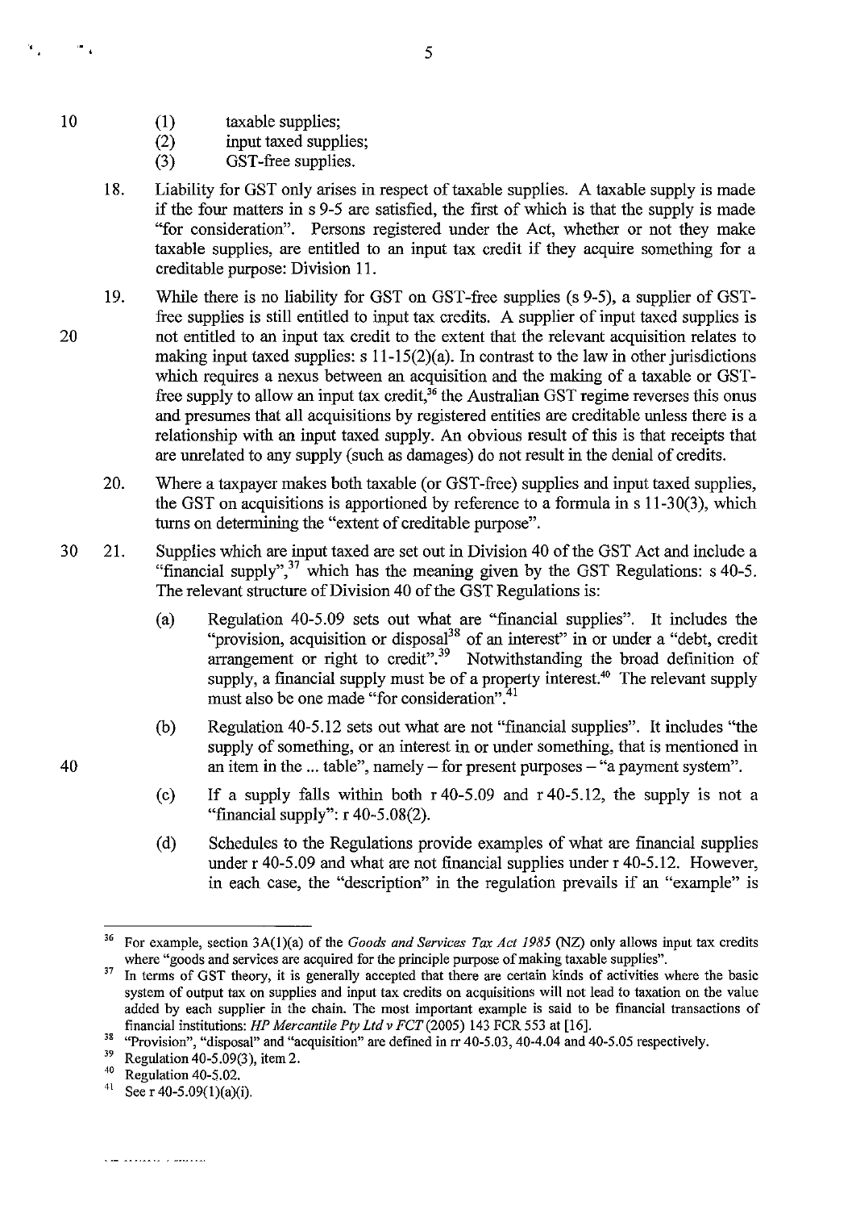(1) taxable supplies;
(2) input taxed supplies;
(3) GST-free supplies.

18. Liability for GST only arises in respect of taxable supplies. A taxable supply is made if the four matters in s 9-5 are satisfied, the first of which is that the supply is made "for consideration". Persons registered under the Act, whether or not they make taxable supplies, are entitled to an input tax credit if they acquire something for a creditable purpose: Division 11.

19. While there is no liability for GST on GST-free supplies (s 9-5), a supplier of GST-free supplies is still entitled to input tax credits. A supplier of input taxed supplies is not entitled to an input tax credit to the extent that the relevant acquisition relates to making input taxed supplies: s 11-15(2)(a). In contrast to the law in other jurisdictions which requires a nexus between an acquisition and the making of a taxable or GST-free supply to allow an input tax credit,[36] the Australian GST regime reverses this onus and presumes that all acquisitions by registered entities are creditable unless there is a relationship with an input taxed supply. An obvious result of this is that receipts that are unrelated to any supply (such as damages) do not result in the denial of credits.

20. Where a taxpayer makes both taxable (or GST-free) supplies and input taxed supplies, the GST on acquisitions is apportioned by reference to a formula in s 11-30(3), which turns on determining the "extent of creditable purpose".

21. Supplies which are input taxed are set out in Division 40 of the GST Act and include a "financial supply",[37] which has the meaning given by the GST Regulations: s 40-5. The relevant structure of Division 40 of the GST Regulations is:

    (a) Regulation 40-5.09 sets out what are "financial supplies". It includes the "provision, acquisition or disposal[38] of an interest" in or under a "debt, credit arrangement or right to credit".[39] Notwithstanding the broad definition of supply, a financial supply must be of a property interest.[40] The relevant supply must also be one made "for consideration".[41]

    (b) Regulation 40-5.12 sets out what are not "financial supplies". It includes "the supply of something, or an interest in or under something, that is mentioned in an item in the ... table", namely – for present purposes – "a payment system".

    (c) If a supply falls within both r 40-5.09 and r 40-5.12, the supply is not a "financial supply": r 40-5.08(2).

    (d) Schedules to the Regulations provide examples of what are financial supplies under r 40-5.09 and what are not financial supplies under r 40-5.12. However, in each case, the "description" in the regulation prevails if an "example" is

---

[36] For example, section 3A(1)(a) of the *Goods and Services Tax Act 1985* (NZ) only allows input tax credits where "goods and services are acquired for the principle purpose of making taxable supplies".

[37] In terms of GST theory, it is generally accepted that there are certain kinds of activities where the basic system of output tax on supplies and input tax credits on acquisitions will not lead to taxation on the value added by each supplier in the chain. The most important example is said to be financial transactions of financial institutions: *HP Mercantile Pty Ltd v FCT* (2005) 143 FCR 553 at [16].

[38] "Provision", "disposal" and "acquisition" are defined in rr 40-5.03, 40-4.04 and 40-5.05 respectively.

[39] Regulation 40-5.09(3), item 2.

[40] Regulation 40-5.02.

[41] See r 40-5.09(1)(a)(i).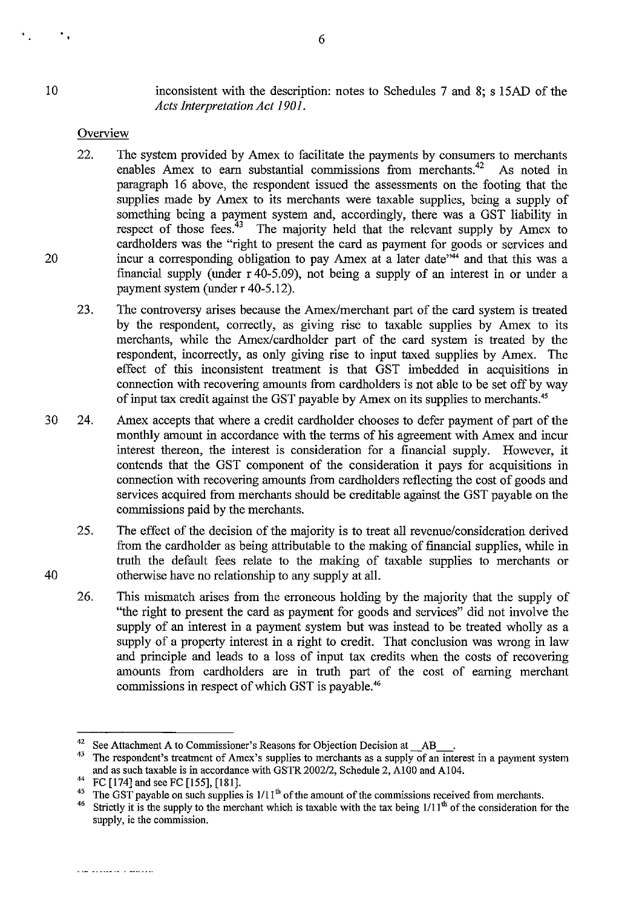inconsistent with the description: notes to Schedules 7 and 8; s 15AD of the *Acts Interpretation Act 1901*.

Overview

22. The system provided by Amex to facilitate the payments by consumers to merchants enables Amex to earn substantial commissions from merchants.[42] As noted in paragraph 16 above, the respondent issued the assessments on the footing that the supplies made by Amex to its merchants were taxable supplies, being a supply of something being a payment system and, accordingly, there was a GST liability in respect of those fees.[43] The majority held that the relevant supply by Amex to cardholders was the "right to present the card as payment for goods or services and incur a corresponding obligation to pay Amex at a later date"[44] and that this was a financial supply (under r 40-5.09), not being a supply of an interest in or under a payment system (under r 40-5.12).

23. The controversy arises because the Amex/merchant part of the card system is treated by the respondent, correctly, as giving rise to taxable supplies by Amex to its merchants, while the Amex/cardholder part of the card system is treated by the respondent, incorrectly, as only giving rise to input taxed supplies by Amex. The effect of this inconsistent treatment is that GST imbedded in acquisitions in connection with recovering amounts from cardholders is not able to be set off by way of input tax credit against the GST payable by Amex on its supplies to merchants.[45]

24. Amex accepts that where a credit cardholder chooses to defer payment of part of the monthly amount in accordance with the terms of his agreement with Amex and incur interest thereon, the interest is consideration for a financial supply. However, it contends that the GST component of the consideration it pays for acquisitions in connection with recovering amounts from cardholders reflecting the cost of goods and services acquired from merchants should be creditable against the GST payable on the commissions paid by the merchants.

25. The effect of the decision of the majority is to treat all revenue/consideration derived from the cardholder as being attributable to the making of financial supplies, while in truth the default fees relate to the making of taxable supplies to merchants or otherwise have no relationship to any supply at all.

26. This mismatch arises from the erroneous holding by the majority that the supply of "the right to present the card as payment for goods and services" did not involve the supply of an interest in a payment system but was instead to be treated wholly as a supply of a property interest in a right to credit. That conclusion was wrong in law and principle and leads to a loss of input tax credits when the costs of recovering amounts from cardholders are in truth part of the cost of earning merchant commissions in respect of which GST is payable.[46]

---

[42] See Attachment A to Commissioner's Reasons for Objection Decision at \_\_AB\_\_\_.

[43] The respondent's treatment of Amex's supplies to merchants as a supply of an interest in a payment system and as such taxable is in accordance with GSTR 2002/2, Schedule 2, A100 and A104.

[44] FC [174] and see FC [155], [181].

[45] The GST payable on such supplies is 1/11th of the amount of the commissions received from merchants.

[46] Strictly it is the supply to the merchant which is taxable with the tax being 1/11th of the consideration for the supply, ie the commission.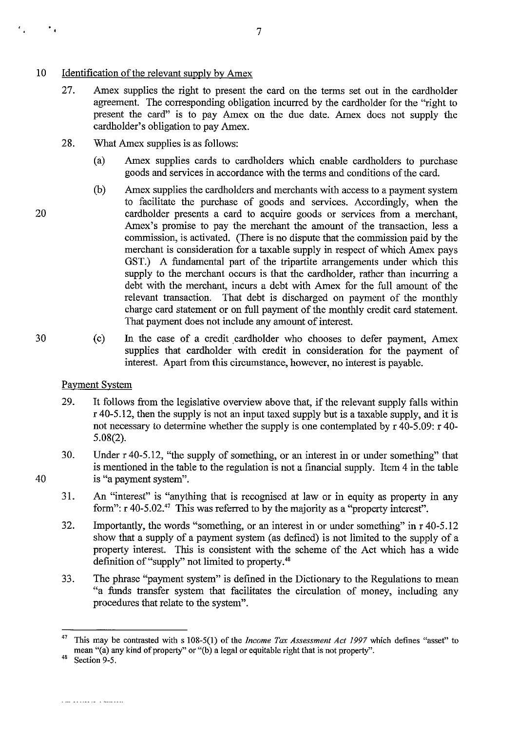### Identification of the relevant supply by Amex

27. Amex supplies the right to present the card on the terms set out in the cardholder agreement. The corresponding obligation incurred by the cardholder for the "right to present the card" is to pay Amex on the due date. Amex does not supply the cardholder's obligation to pay Amex.

28. What Amex supplies is as follows:

    (a) Amex supplies cards to cardholders which enable cardholders to purchase goods and services in accordance with the terms and conditions of the card.

    (b) Amex supplies the cardholders and merchants with access to a payment system to facilitate the purchase of goods and services. Accordingly, when the cardholder presents a card to acquire goods or services from a merchant, Amex's promise to pay the merchant the amount of the transaction, less a commission, is activated. (There is no dispute that the commission paid by the merchant is consideration for a taxable supply in respect of which Amex pays GST.) A fundamental part of the tripartite arrangements under which this supply to the merchant occurs is that the cardholder, rather than incurring a debt with the merchant, incurs a debt with Amex for the full amount of the relevant transaction. That debt is discharged on payment of the monthly charge card statement or on full payment of the monthly credit card statement. That payment does not include any amount of interest.

    (c) In the case of a credit cardholder who chooses to defer payment, Amex supplies that cardholder with credit in consideration for the payment of interest. Apart from this circumstance, however, no interest is payable.

### Payment System

29. It follows from the legislative overview above that, if the relevant supply falls within r 40-5.12, then the supply is not an input taxed supply but is a taxable supply, and it is not necessary to determine whether the supply is one contemplated by r 40-5.09: r 40-5.08(2).

30. Under r 40-5.12, "the supply of something, or an interest in or under something" that is mentioned in the table to the regulation is not a financial supply. Item 4 in the table is "a payment system".

31. An "interest" is "anything that is recognised at law or in equity as property in any form": r 40-5.02.[47] This was referred to by the majority as a "property interest".

32. Importantly, the words "something, or an interest in or under something" in r 40-5.12 show that a supply of a payment system (as defined) is not limited to the supply of a property interest. This is consistent with the scheme of the Act which has a wide definition of "supply" not limited to property.[48]

33. The phrase "payment system" is defined in the Dictionary to the Regulations to mean "a funds transfer system that facilitates the circulation of money, including any procedures that relate to the system".

---

[47] This may be contrasted with s 108-5(1) of the *Income Tax Assessment Act 1997* which defines "asset" to mean "(a) any kind of property" or "(b) a legal or equitable right that is not property".

[48] Section 9-5.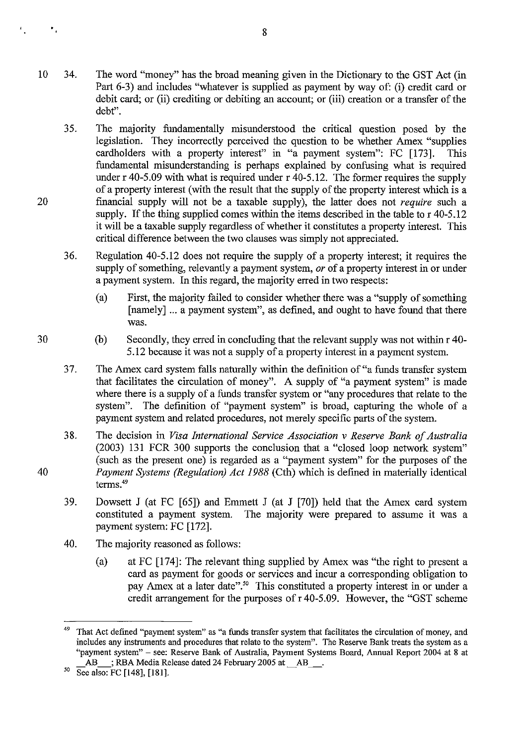34. The word "money" has the broad meaning given in the Dictionary to the GST Act (in Part 6-3) and includes "whatever is supplied as payment by way of: (i) credit card or debit card; or (ii) crediting or debiting an account; or (iii) creation or a transfer of the debt".

35. The majority fundamentally misunderstood the critical question posed by the legislation. They incorrectly perceived the question to be whether Amex "supplies cardholders with a property interest" in "a payment system": FC [173]. This fundamental misunderstanding is perhaps explained by confusing what is required under r 40-5.09 with what is required under r 40-5.12. The former requires the supply of a property interest (with the result that the supply of the property interest which is a financial supply will not be a taxable supply), the latter does not *require* such a supply. If the thing supplied comes within the items described in the table to r 40-5.12 it will be a taxable supply regardless of whether it constitutes a property interest. This critical difference between the two clauses was simply not appreciated.

36. Regulation 40-5.12 does not require the supply of a property interest; it requires the supply of something, relevantly a payment system, *or* of a property interest in or under a payment system. In this regard, the majority erred in two respects:

    (a) First, the majority failed to consider whether there was a "supply of something [namely] ... a payment system", as defined, and ought to have found that there was.

    (b) Secondly, they erred in concluding that the relevant supply was not within r 40-5.12 because it was not a supply of a property interest in a payment system.

37. The Amex card system falls naturally within the definition of "a funds transfer system that facilitates the circulation of money". A supply of "a payment system" is made where there is a supply of a funds transfer system or "any procedures that relate to the system". The definition of "payment system" is broad, capturing the whole of a payment system and related procedures, not merely specific parts of the system.

38. The decision in *Visa International Service Association v Reserve Bank of Australia* (2003) 131 FCR 300 supports the conclusion that a "closed loop network system" (such as the present one) is regarded as a "payment system" for the purposes of the *Payment Systems (Regulation) Act 1988* (Cth) which is defined in materially identical terms.[49]

39. Dowsett J (at FC [65]) and Emmett J (at J [70]) held that the Amex card system constituted a payment system. The majority were prepared to assume it was a payment system: FC [172].

40. The majority reasoned as follows:

    (a) at FC [174]: The relevant thing supplied by Amex was "the right to present a card as payment for goods or services and incur a corresponding obligation to pay Amex at a later date".[50] This constituted a property interest in or under a credit arrangement for the purposes of r 40-5.09. However, the "GST scheme

---

[49] That Act defined "payment system" as "a funds transfer system that facilitates the circulation of money, and includes any instruments and procedures that relate to the system". The Reserve Bank treats the system as a "payment system" – see: Reserve Bank of Australia, Payment Systems Board, Annual Report 2004 at 8 at \_\_AB\_\_; RBA Media Release dated 24 February 2005 at \_\_AB\_\_.

[50] See also: FC [148], [181].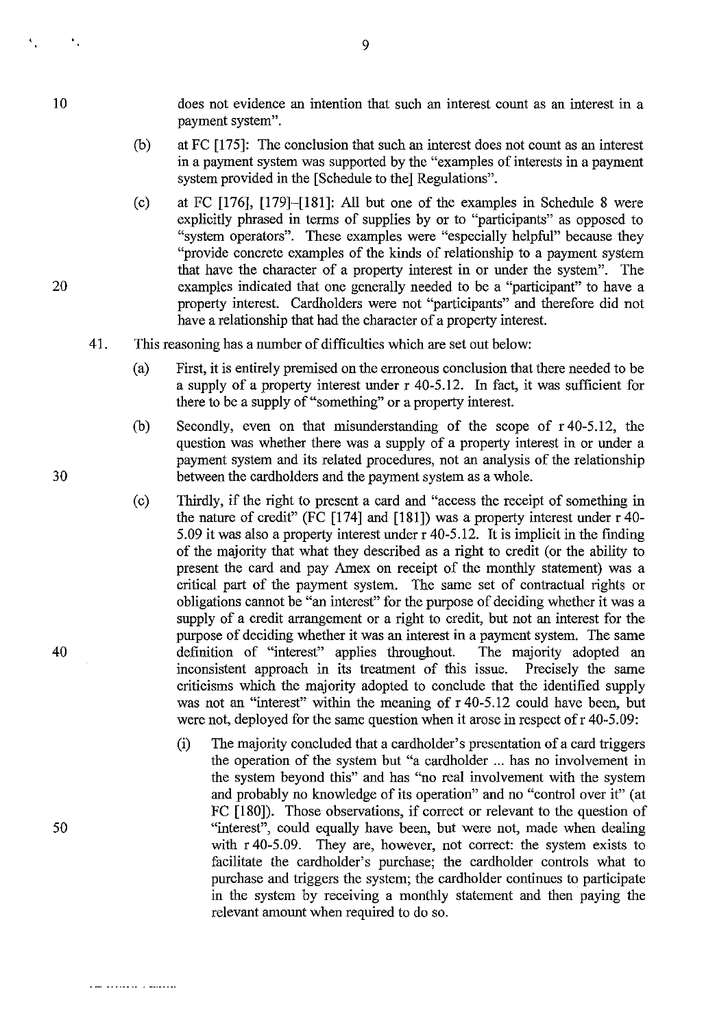does not evidence an intention that such an interest count as an interest in a payment system".

(b) at FC [175]: The conclusion that such an interest does not count as an interest in a payment system was supported by the "examples of interests in a payment system provided in the [Schedule to the] Regulations".

(c) at FC [176], [179]–[181]: All but one of the examples in Schedule 8 were explicitly phrased in terms of supplies by or to "participants" as opposed to "system operators". These examples were "especially helpful" because they "provide concrete examples of the kinds of relationship to a payment system that have the character of a property interest in or under the system". The examples indicated that one generally needed to be a "participant" to have a property interest. Cardholders were not "participants" and therefore did not have a relationship that had the character of a property interest.

41. This reasoning has a number of difficulties which are set out below:

(a) First, it is entirely premised on the erroneous conclusion that there needed to be a supply of a property interest under r 40-5.12. In fact, it was sufficient for there to be a supply of "something" or a property interest.

(b) Secondly, even on that misunderstanding of the scope of r 40-5.12, the question was whether there was a supply of a property interest in or under a payment system and its related procedures, not an analysis of the relationship between the cardholders and the payment system as a whole.

(c) Thirdly, if the right to present a card and "access the receipt of something in the nature of credit" (FC [174] and [181]) was a property interest under r 40-5.09 it was also a property interest under r 40-5.12. It is implicit in the finding of the majority that what they described as a right to credit (or the ability to present the card and pay Amex on receipt of the monthly statement) was a critical part of the payment system. The same set of contractual rights or obligations cannot be "an interest" for the purpose of deciding whether it was a supply of a credit arrangement or a right to credit, but not an interest for the purpose of deciding whether it was an interest in a payment system. The same definition of "interest" applies throughout. The majority adopted an inconsistent approach in its treatment of this issue. Precisely the same criticisms which the majority adopted to conclude that the identified supply was not an "interest" within the meaning of r 40-5.12 could have been, but were not, deployed for the same question when it arose in respect of r 40-5.09:

(i) The majority concluded that a cardholder's presentation of a card triggers the operation of the system but "a cardholder ... has no involvement in the system beyond this" and has "no real involvement with the system and probably no knowledge of its operation" and no "control over it" (at FC [180]). Those observations, if correct or relevant to the question of "interest", could equally have been, but were not, made when dealing with r 40-5.09. They are, however, not correct: the system exists to facilitate the cardholder's purchase; the cardholder controls what to purchase and triggers the system; the cardholder continues to participate in the system by receiving a monthly statement and then paying the relevant amount when required to do so.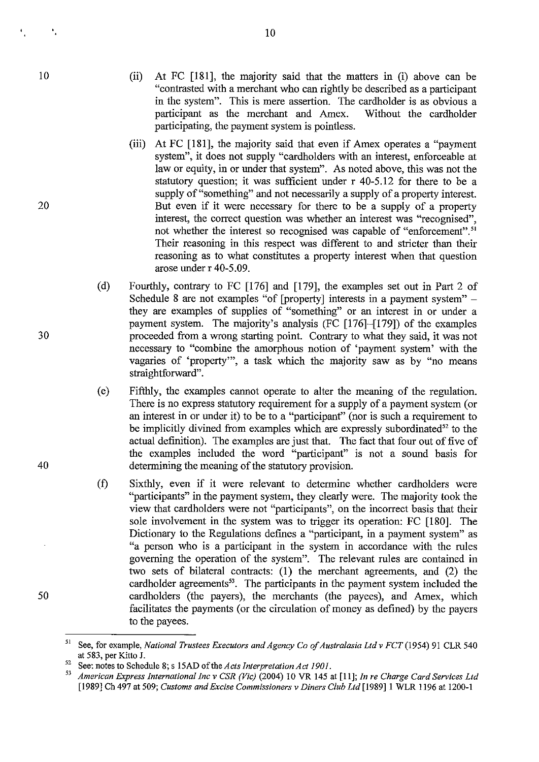(ii) At FC [181], the majority said that the matters in (i) above can be "contrasted with a merchant who can rightly be described as a participant in the system". This is mere assertion. The cardholder is as obvious a participant as the merchant and Amex. Without the cardholder participating, the payment system is pointless.

(iii) At FC [181], the majority said that even if Amex operates a "payment system", it does not supply "cardholders with an interest, enforceable at law or equity, in or under that system". As noted above, this was not the statutory question; it was sufficient under r 40-5.12 for there to be a supply of "something" and not necessarily a supply of a property interest. But even if it were necessary for there to be a supply of a property interest, the correct question was whether an interest was "recognised", not whether the interest so recognised was capable of "enforcement".[51] Their reasoning in this respect was different to and stricter than their reasoning as to what constitutes a property interest when that question arose under r 40-5.09.

(d) Fourthly, contrary to FC [176] and [179], the examples set out in Part 2 of Schedule 8 are not examples "of [property] interests in a payment system" – they are examples of supplies of "something" or an interest in or under a payment system. The majority's analysis (FC [176]–[179]) of the examples proceeded from a wrong starting point. Contrary to what they said, it was not necessary to "combine the amorphous notion of 'payment system' with the vagaries of 'property'", a task which the majority saw as by "no means straightforward".

(e) Fifthly, the examples cannot operate to alter the meaning of the regulation. There is no express statutory requirement for a supply of a payment system (or an interest in or under it) to be to a "participant" (nor is such a requirement to be implicitly divined from examples which are expressly subordinated[52] to the actual definition). The examples are just that. The fact that four out of five of the examples included the word "participant" is not a sound basis for determining the meaning of the statutory provision.

(f) Sixthly, even if it were relevant to determine whether cardholders were "participants" in the payment system, they clearly were. The majority took the view that cardholders were not "participants", on the incorrect basis that their sole involvement in the system was to trigger its operation: FC [180]. The Dictionary to the Regulations defines a "participant, in a payment system" as "a person who is a participant in the system in accordance with the rules governing the operation of the system". The relevant rules are contained in two sets of bilateral contracts: (1) the merchant agreements, and (2) the cardholder agreements[53]. The participants in the payment system included the cardholders (the payers), the merchants (the payees), and Amex, which facilitates the payments (or the circulation of money as defined) by the payers to the payees.

---

[51] See, for example, *National Trustees Executors and Agency Co of Australasia Ltd v FCT* (1954) 91 CLR 540 at 583, per Kitto J.

[52] See: notes to Schedule 8; s 15AD of the *Acts Interpretation Act 1901*.

[53] *American Express International Inc v CSR (Vic)* (2004) 10 VR 145 at [11]; *In re Charge Card Services Ltd* [1989] Ch 497 at 509; *Customs and Excise Commissioners v Diners Club Ltd* [1989] 1 WLR 1196 at 1200-1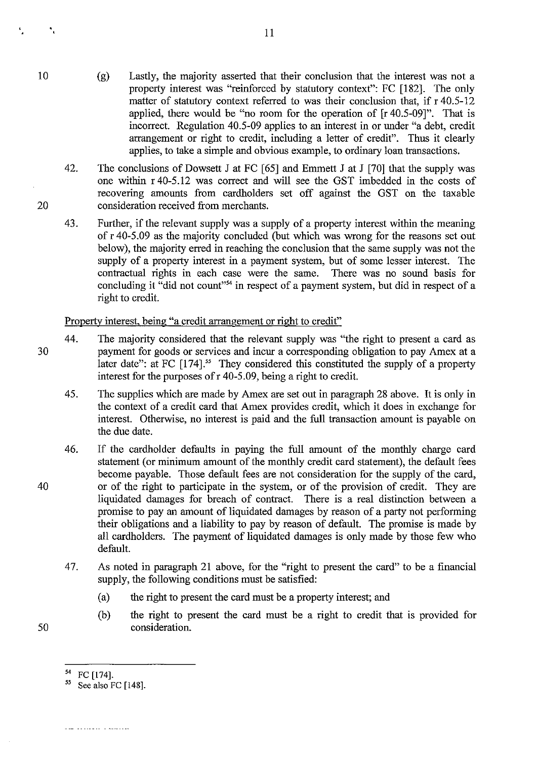(g) Lastly, the majority asserted that their conclusion that the interest was not a property interest was "reinforced by statutory context": FC [182]. The only matter of statutory context referred to was their conclusion that, if r 40.5-12 applied, there would be "no room for the operation of [r 40.5-09]". That is incorrect. Regulation 40.5-09 applies to an interest in or under "a debt, credit arrangement or right to credit, including a letter of credit". Thus it clearly applies, to take a simple and obvious example, to ordinary loan transactions.

42. The conclusions of Dowsett J at FC [65] and Emmett J at J [70] that the supply was one within r 40-5.12 was correct and will see the GST imbedded in the costs of recovering amounts from cardholders set off against the GST on the taxable consideration received from merchants.

43. Further, if the relevant supply was a supply of a property interest within the meaning of r 40-5.09 as the majority concluded (but which was wrong for the reasons set out below), the majority erred in reaching the conclusion that the same supply was not the supply of a property interest in a payment system, but of some lesser interest. The contractual rights in each case were the same. There was no sound basis for concluding it "did not count"[54] in respect of a payment system, but did in respect of a right to credit.

Property interest, being "a credit arrangement or right to credit"

44. The majority considered that the relevant supply was "the right to present a card as payment for goods or services and incur a corresponding obligation to pay Amex at a later date": at FC [174].[55] They considered this constituted the supply of a property interest for the purposes of r 40-5.09, being a right to credit.

45. The supplies which are made by Amex are set out in paragraph 28 above. It is only in the context of a credit card that Amex provides credit, which it does in exchange for interest. Otherwise, no interest is paid and the full transaction amount is payable on the due date.

46. If the cardholder defaults in paying the full amount of the monthly charge card statement (or minimum amount of the monthly credit card statement), the default fees become payable. Those default fees are not consideration for the supply of the card, or of the right to participate in the system, or of the provision of credit. They are liquidated damages for breach of contract. There is a real distinction between a promise to pay an amount of liquidated damages by reason of a party not performing their obligations and a liability to pay by reason of default. The promise is made by all cardholders. The payment of liquidated damages is only made by those few who default.

47. As noted in paragraph 21 above, for the "right to present the card" to be a financial supply, the following conditions must be satisfied:

(a) the right to present the card must be a property interest; and

(b) the right to present the card must be a right to credit that is provided for consideration.

---

[54] FC [174].

[55] See also FC [148].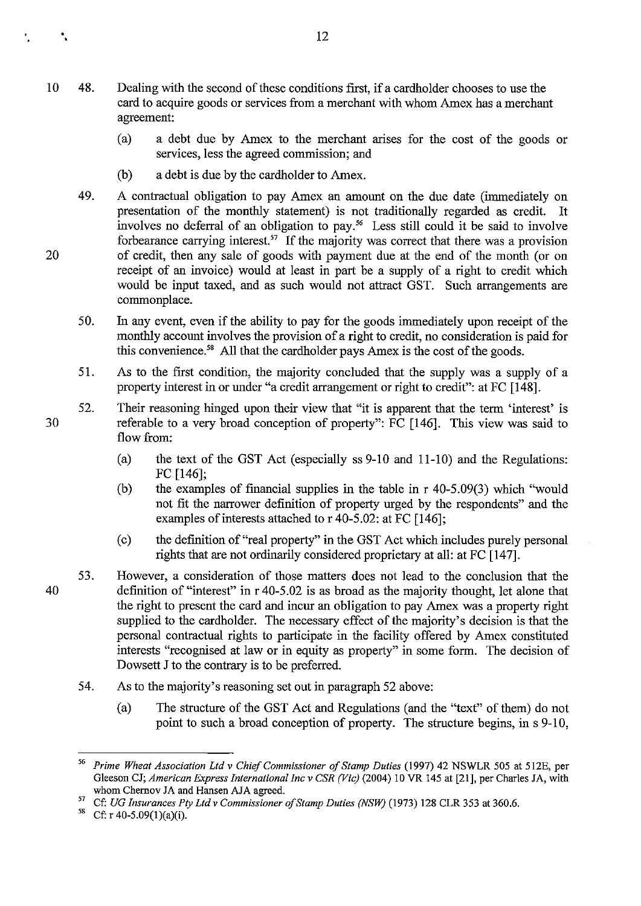48. Dealing with the second of these conditions first, if a cardholder chooses to use the card to acquire goods or services from a merchant with whom Amex has a merchant agreement:

    (a) a debt due by Amex to the merchant arises for the cost of the goods or services, less the agreed commission; and

    (b) a debt is due by the cardholder to Amex.

49. A contractual obligation to pay Amex an amount on the due date (immediately on presentation of the monthly statement) is not traditionally regarded as credit. It involves no deferral of an obligation to pay.[56] Less still could it be said to involve forbearance carrying interest.[57] If the majority was correct that there was a provision of credit, then any sale of goods with payment due at the end of the month (or on receipt of an invoice) would at least in part be a supply of a right to credit which would be input taxed, and as such would not attract GST. Such arrangements are commonplace.

50. In any event, even if the ability to pay for the goods immediately upon receipt of the monthly account involves the provision of a right to credit, no consideration is paid for this convenience.[58] All that the cardholder pays Amex is the cost of the goods.

51. As to the first condition, the majority concluded that the supply was a supply of a property interest in or under "a credit arrangement or right to credit": at FC [148].

52. Their reasoning hinged upon their view that "it is apparent that the term 'interest' is referable to a very broad conception of property": FC [146]. This view was said to flow from:

    (a) the text of the GST Act (especially ss 9-10 and 11-10) and the Regulations: FC [146];

    (b) the examples of financial supplies in the table in r 40-5.09(3) which "would not fit the narrower definition of property urged by the respondents" and the examples of interests attached to r 40-5.02: at FC [146];

    (c) the definition of "real property" in the GST Act which includes purely personal rights that are not ordinarily considered proprietary at all: at FC [147].

53. However, a consideration of those matters does not lead to the conclusion that the definition of "interest" in r 40-5.02 is as broad as the majority thought, let alone that the right to present the card and incur an obligation to pay Amex was a property right supplied to the cardholder. The necessary effect of the majority's decision is that the personal contractual rights to participate in the facility offered by Amex constituted interests "recognised at law or in equity as property" in some form. The decision of Dowsett J to the contrary is to be preferred.

54. As to the majority's reasoning set out in paragraph 52 above:

    (a) The structure of the GST Act and Regulations (and the "text" of them) do not point to such a broad conception of property. The structure begins, in s 9-10,

---

[56] *Prime Wheat Association Ltd v Chief Commissioner of Stamp Duties* (1997) 42 NSWLR 505 at 512E, per Gleeson CJ; *American Express International Inc v CSR (Vic)* (2004) 10 VR 145 at [21], per Charles JA, with whom Chernov JA and Hansen AJA agreed.

[57] Cf: *UG Insurances Pty Ltd v Commissioner of Stamp Duties (NSW)* (1973) 128 CLR 353 at 360.6.

[58] Cf: r 40-5.09(1)(a)(i).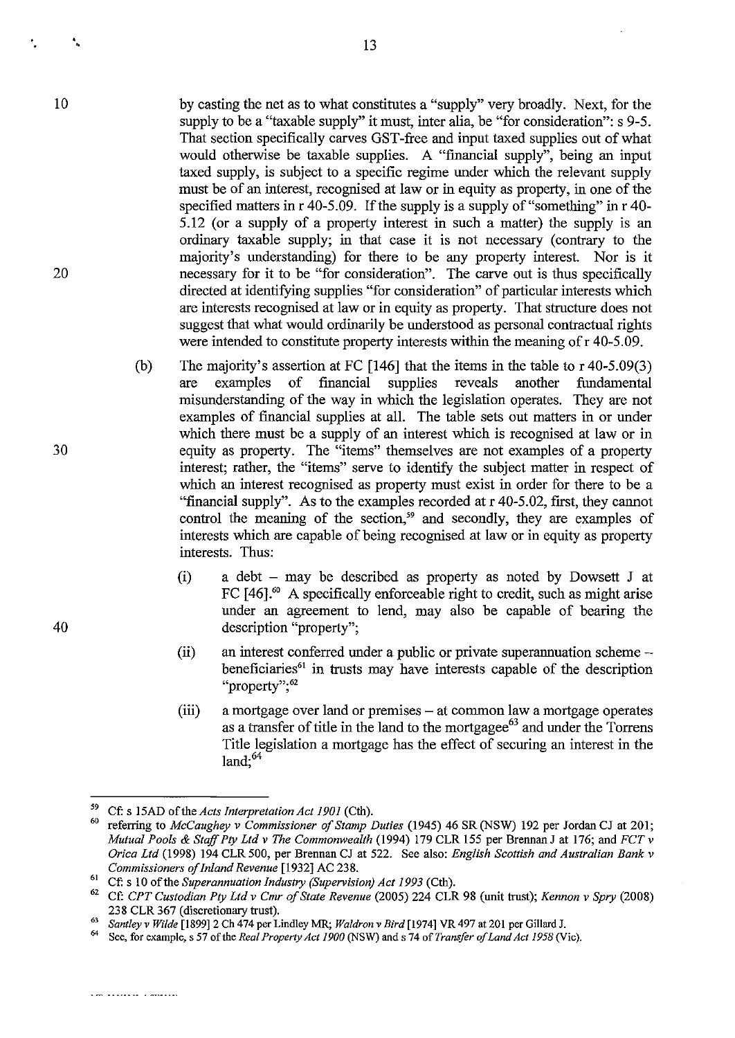by casting the net as to what constitutes a "supply" very broadly. Next, for the supply to be a "taxable supply" it must, inter alia, be "for consideration": s 9-5. That section specifically carves GST-free and input taxed supplies out of what would otherwise be taxable supplies. A "financial supply", being an input taxed supply, is subject to a specific regime under which the relevant supply must be of an interest, recognised at law or in equity as property, in one of the specified matters in r 40-5.09. If the supply is a supply of "something" in r 40-5.12 (or a supply of a property interest in such a matter) the supply is an ordinary taxable supply; in that case it is not necessary (contrary to the majority's understanding) for there to be any property interest. Nor is it necessary for it to be "for consideration". The carve out is thus specifically directed at identifying supplies "for consideration" of particular interests which are interests recognised at law or in equity as property. That structure does not suggest that what would ordinarily be understood as personal contractual rights were intended to constitute property interests within the meaning of r 40-5.09.

(b) The majority's assertion at FC [146] that the items in the table to r 40-5.09(3) are examples of financial supplies reveals another fundamental misunderstanding of the way in which the legislation operates. They are not examples of financial supplies at all. The table sets out matters in or under which there must be a supply of an interest which is recognised at law or in equity as property. The "items" themselves are not examples of a property interest; rather, the "items" serve to identify the subject matter in respect of which an interest recognised as property must exist in order for there to be a "financial supply". As to the examples recorded at r 40-5.02, first, they cannot control the meaning of the section,[59] and secondly, they are examples of interests which are capable of being recognised at law or in equity as property interests. Thus:

(i) a debt – may be described as property as noted by Dowsett J at FC [46].[60] A specifically enforceable right to credit, such as might arise under an agreement to lend, may also be capable of bearing the description "property";

(ii) an interest conferred under a public or private superannuation scheme – beneficiaries[61] in trusts may have interests capable of the description "property";[62]

(iii) a mortgage over land or premises – at common law a mortgage operates as a transfer of title in the land to the mortgagee[63] and under the Torrens Title legislation a mortgage has the effect of securing an interest in the land;[64]

---

[59] Cf: s 15AD of the *Acts Interpretation Act 1901* (Cth).

[60] referring to *McCaughey v Commissioner of Stamp Duties* (1945) 46 SR (NSW) 192 per Jordan CJ at 201; *Mutual Pools & Staff Pty Ltd v The Commonwealth* (1994) 179 CLR 155 per Brennan J at 176; and *FCT v Orica Ltd* (1998) 194 CLR 500, per Brennan CJ at 522. See also: *English Scottish and Australian Bank v Commissioners of Inland Revenue* [1932] AC 238.

[61] Cf: s 10 of the *Superannuation Industry (Supervision) Act 1993* (Cth).

[62] Cf: *CPT Custodian Pty Ltd v Cmr of State Revenue* (2005) 224 CLR 98 (unit trust); *Kennon v Spry* (2008) 238 CLR 367 (discretionary trust).

[63] *Santley v Wilde* [1899] 2 Ch 474 per Lindley MR; *Waldron v Bird* [1974] VR 497 at 201 per Gillard J.

[64] See, for example, s 57 of the *Real Property Act 1900* (NSW) and s 74 of *Transfer of Land Act 1958* (Vic).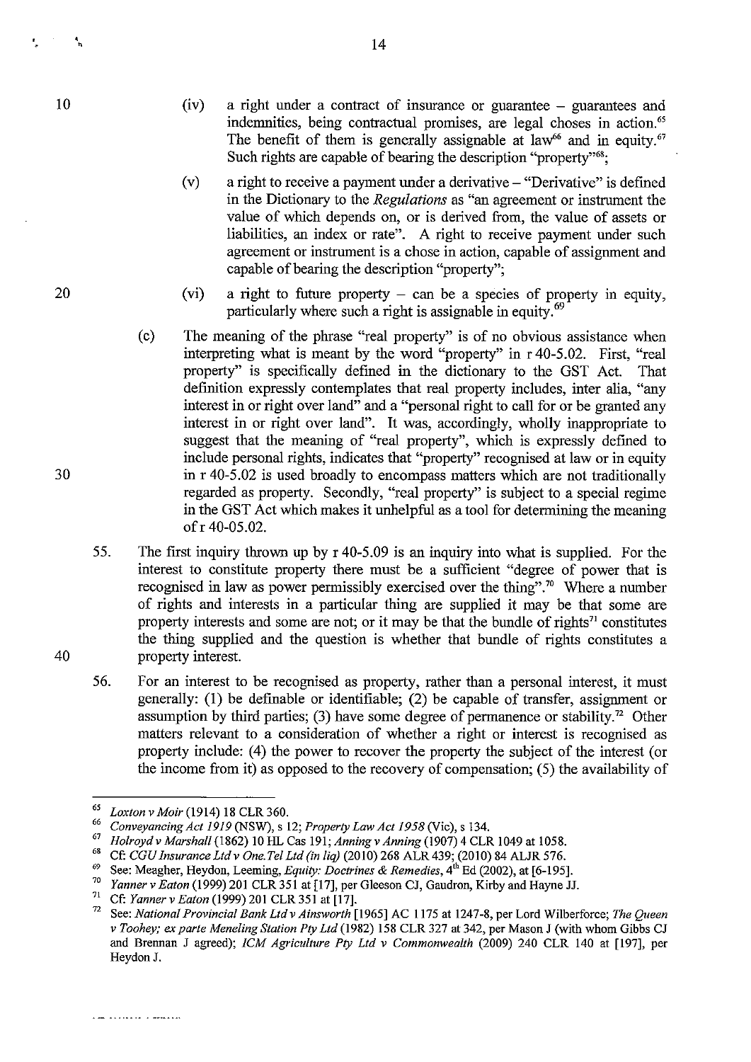(iv) a right under a contract of insurance or guarantee – guarantees and indemnities, being contractual promises, are legal choses in action.[65] The benefit of them is generally assignable at law[66] and in equity.[67] Such rights are capable of bearing the description "property"[68];

(v) a right to receive a payment under a derivative – "Derivative" is defined in the Dictionary to the *Regulations* as "an agreement or instrument the value of which depends on, or is derived from, the value of assets or liabilities, an index or rate". A right to receive payment under such agreement or instrument is a chose in action, capable of assignment and capable of bearing the description "property";

(vi) a right to future property – can be a species of property in equity, particularly where such a right is assignable in equity.[69]

(c) The meaning of the phrase "real property" is of no obvious assistance when interpreting what is meant by the word "property" in r 40-5.02. First, "real property" is specifically defined in the dictionary to the GST Act. That definition expressly contemplates that real property includes, inter alia, "any interest in or right over land" and a "personal right to call for or be granted any interest in or right over land". It was, accordingly, wholly inappropriate to suggest that the meaning of "real property", which is expressly defined to include personal rights, indicates that "property" recognised at law or in equity in r 40-5.02 is used broadly to encompass matters which are not traditionally regarded as property. Secondly, "real property" is subject to a special regime in the GST Act which makes it unhelpful as a tool for determining the meaning of r 40-05.02.

55. The first inquiry thrown up by r 40-5.09 is an inquiry into what is supplied. For the interest to constitute property there must be a sufficient "degree of power that is recognised in law as power permissibly exercised over the thing".[70] Where a number of rights and interests in a particular thing are supplied it may be that some are property interests and some are not; or it may be that the bundle of rights[71] constitutes the thing supplied and the question is whether that bundle of rights constitutes a property interest.

56. For an interest to be recognised as property, rather than a personal interest, it must generally: (1) be definable or identifiable; (2) be capable of transfer, assignment or assumption by third parties; (3) have some degree of permanence or stability.[72] Other matters relevant to a consideration of whether a right or interest is recognised as property include: (4) the power to recover the property the subject of the interest (or the income from it) as opposed to the recovery of compensation; (5) the availability of

---

[65] *Loxton v Moir* (1914) 18 CLR 360.

[66] *Conveyancing Act 1919* (NSW), s 12; *Property Law Act 1958* (Vic), s 134.

[67] *Holroyd v Marshall* (1862) 10 HL Cas 191; *Anning v Anning* (1907) 4 CLR 1049 at 1058.

[68] Cf: *CGU Insurance Ltd v One.Tel Ltd (in liq)* (2010) 268 ALR 439; (2010) 84 ALJR 576.

[69] See: Meagher, Heydon, Leeming, *Equity: Doctrines & Remedies*, 4th Ed (2002), at [6-195].

[70] *Yanner v Eaton* (1999) 201 CLR 351 at [17], per Gleeson CJ, Gaudron, Kirby and Hayne JJ.

[71] Cf: *Yanner v Eaton* (1999) 201 CLR 351 at [17].

[72] See: *National Provincial Bank Ltd v Ainsworth* [1965] AC 1175 at 1247-8, per Lord Wilberforce; *The Queen v Toohey; ex parte Meneling Station Pty Ltd* (1982) 158 CLR 327 at 342, per Mason J (with whom Gibbs CJ and Brennan J agreed); *ICM Agriculture Pty Ltd v Commonwealth* (2009) 240 CLR 140 at [197], per Heydon J.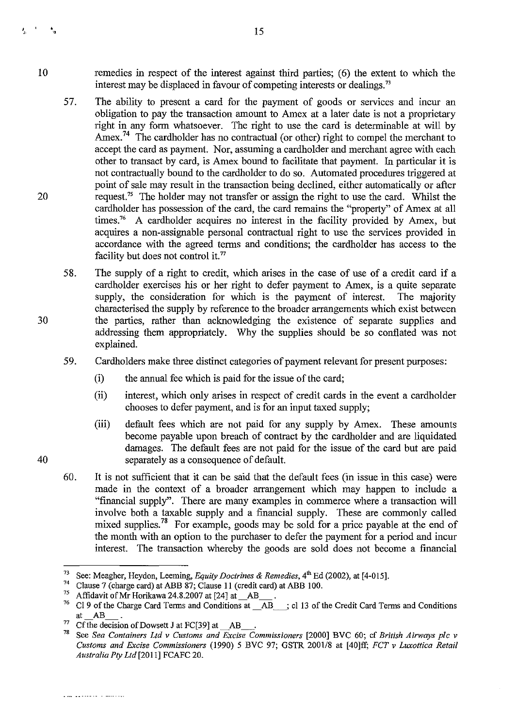remedies in respect of the interest against third parties; (6) the extent to which the interest may be displaced in favour of competing interests or dealings.[73]

57. The ability to present a card for the payment of goods or services and incur an obligation to pay the transaction amount to Amex at a later date is not a proprietary right in any form whatsoever. The right to use the card is determinable at will by Amex.[74] The cardholder has no contractual (or other) right to compel the merchant to accept the card as payment. Nor, assuming a cardholder and merchant agree with each other to transact by card, is Amex bound to facilitate that payment. In particular it is not contractually bound to the cardholder to do so. Automated procedures triggered at point of sale may result in the transaction being declined, either automatically or after request.[75] The holder may not transfer or assign the right to use the card. Whilst the cardholder has possession of the card, the card remains the "property" of Amex at all times.[76] A cardholder acquires no interest in the facility provided by Amex, but acquires a non-assignable personal contractual right to use the services provided in accordance with the agreed terms and conditions; the cardholder has access to the facility but does not control it.[77]

58. The supply of a right to credit, which arises in the case of use of a credit card if a cardholder exercises his or her right to defer payment to Amex, is a quite separate supply, the consideration for which is the payment of interest. The majority characterised the supply by reference to the broader arrangements which exist between the parties, rather than acknowledging the existence of separate supplies and addressing them appropriately. Why the supplies should be so conflated was not explained.

59. Cardholders make three distinct categories of payment relevant for present purposes:

    (i) the annual fee which is paid for the issue of the card;

    (ii) interest, which only arises in respect of credit cards in the event a cardholder chooses to defer payment, and is for an input taxed supply;

    (iii) default fees which are not paid for any supply by Amex. These amounts become payable upon breach of contract by the cardholder and are liquidated damages. The default fees are not paid for the issue of the card but are paid separately as a consequence of default.

60. It is not sufficient that it can be said that the default fees (in issue in this case) were made in the context of a broader arrangement which may happen to include a "financial supply". There are many examples in commerce where a transaction will involve both a taxable supply and a financial supply. These are commonly called mixed supplies.[78] For example, goods may be sold for a price payable at the end of the month with an option to the purchaser to defer the payment for a period and incur interest. The transaction whereby the goods are sold does not become a financial

---

[73] See: Meagher, Heydon, Leeming, *Equity Doctrines & Remedies*, 4th Ed (2002), at [4-015].

[74] Clause 7 (charge card) at ABB 87; Clause 11 (credit card) at ABB 100.

[75] Affidavit of Mr Horikawa 24.8.2007 at [24] at \_\_AB\_\_\_.

[76] Cl 9 of the Charge Card Terms and Conditions at \_\_AB\_\_\_; cl 13 of the Credit Card Terms and Conditions at \_\_AB\_\_\_.

[77] Cf the decision of Dowsett J at FC[39] at \_\_AB\_\_\_.

[78] See *Sea Containers Ltd v Customs and Excise Commissioners* [2000] BVC 60; cf *British Airways plc v Customs and Excise Commissioners* (1990) 5 BVC 97; GSTR 2001/8 at [40]ff; *FCT v Luxottica Retail Australia Pty Ltd* [2011] FCAFC 20.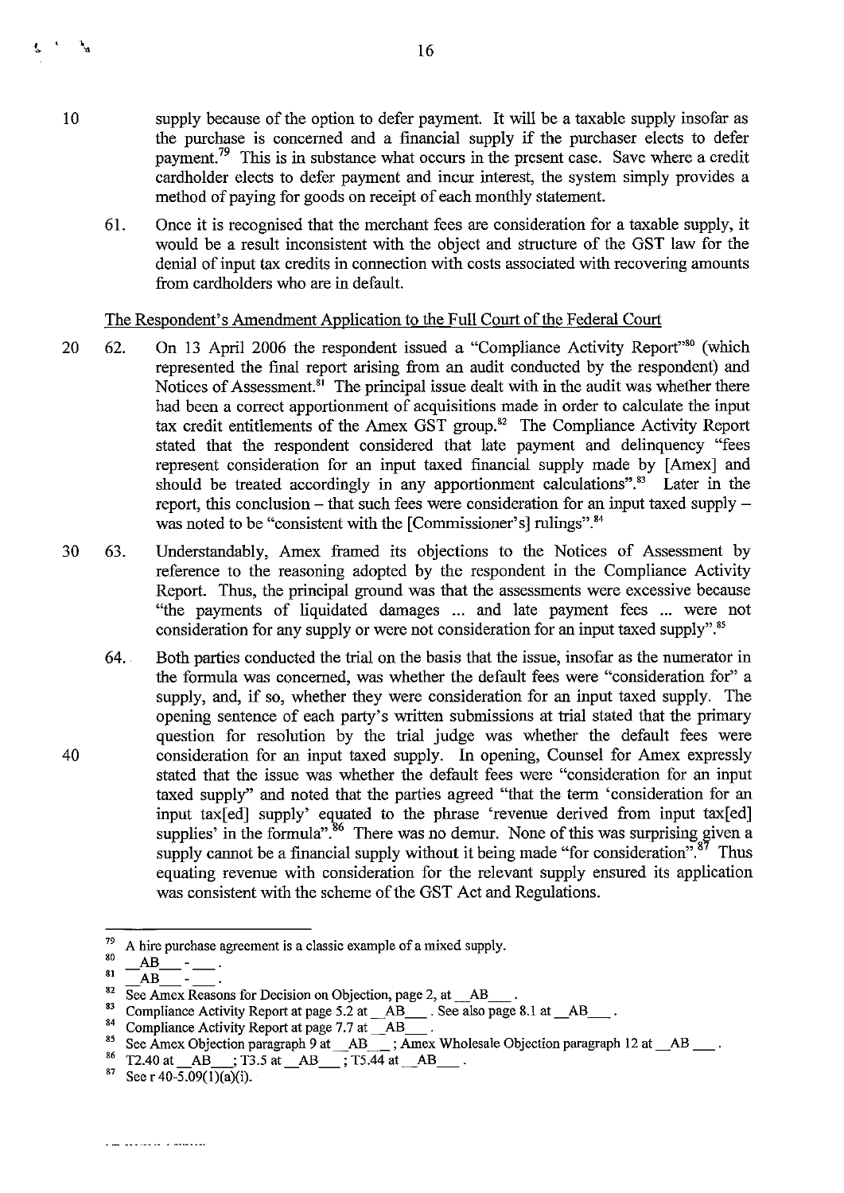supply because of the option to defer payment. It will be a taxable supply insofar as the purchase is concerned and a financial supply if the purchaser elects to defer payment.[79] This is in substance what occurs in the present case. Save where a credit cardholder elects to defer payment and incur interest, the system simply provides a method of paying for goods on receipt of each monthly statement.

61. Once it is recognised that the merchant fees are consideration for a taxable supply, it would be a result inconsistent with the object and structure of the GST law for the denial of input tax credits in connection with costs associated with recovering amounts from cardholders who are in default.

The Respondent's Amendment Application to the Full Court of the Federal Court

62. On 13 April 2006 the respondent issued a "Compliance Activity Report"[80] (which represented the final report arising from an audit conducted by the respondent) and Notices of Assessment.[81] The principal issue dealt with in the audit was whether there had been a correct apportionment of acquisitions made in order to calculate the input tax credit entitlements of the Amex GST group.[82] The Compliance Activity Report stated that the respondent considered that late payment and delinquency "fees represent consideration for an input taxed financial supply made by [Amex] and should be treated accordingly in any apportionment calculations".[83] Later in the report, this conclusion – that such fees were consideration for an input taxed supply – was noted to be "consistent with the [Commissioner's] rulings".[84]

63. Understandably, Amex framed its objections to the Notices of Assessment by reference to the reasoning adopted by the respondent in the Compliance Activity Report. Thus, the principal ground was that the assessments were excessive because "the payments of liquidated damages ... and late payment fees ... were not consideration for any supply or were not consideration for an input taxed supply".[85]

64. Both parties conducted the trial on the basis that the issue, insofar as the numerator in the formula was concerned, was whether the default fees were "consideration for" a supply, and, if so, whether they were consideration for an input taxed supply. The opening sentence of each party's written submissions at trial stated that the primary question for resolution by the trial judge was whether the default fees were consideration for an input taxed supply. In opening, Counsel for Amex expressly stated that the issue was whether the default fees were "consideration for an input taxed supply" and noted that the parties agreed "that the term 'consideration for an input tax[ed] supply' equated to the phrase 'revenue derived from input tax[ed] supplies' in the formula".[86] There was no demur. None of this was surprising given a supply cannot be a financial supply without it being made "for consideration".[87] Thus equating revenue with consideration for the relevant supply ensured its application was consistent with the scheme of the GST Act and Regulations.

---

[79] A hire purchase agreement is a classic example of a mixed supply.

[80] \_\_AB\_\_\_ - \_\_\_.

[81] \_\_AB\_\_\_ - \_\_\_.

[82] See Amex Reasons for Decision on Objection, page 2, at \_\_AB\_\_\_.

[83] Compliance Activity Report at page 5.2 at \_\_AB\_\_\_. See also page 8.1 at \_\_AB\_\_\_.

[84] Compliance Activity Report at page 7.7 at \_\_AB\_\_\_.

[85] See Amex Objection paragraph 9 at \_\_AB\_\_\_; Amex Wholesale Objection paragraph 12 at \_\_AB\_\_\_.

[86] T2.40 at \_\_AB\_\_\_; T3.5 at \_\_AB\_\_\_; T5.44 at \_\_AB\_\_\_.

[87] See r 40-5.09(1)(a)(i).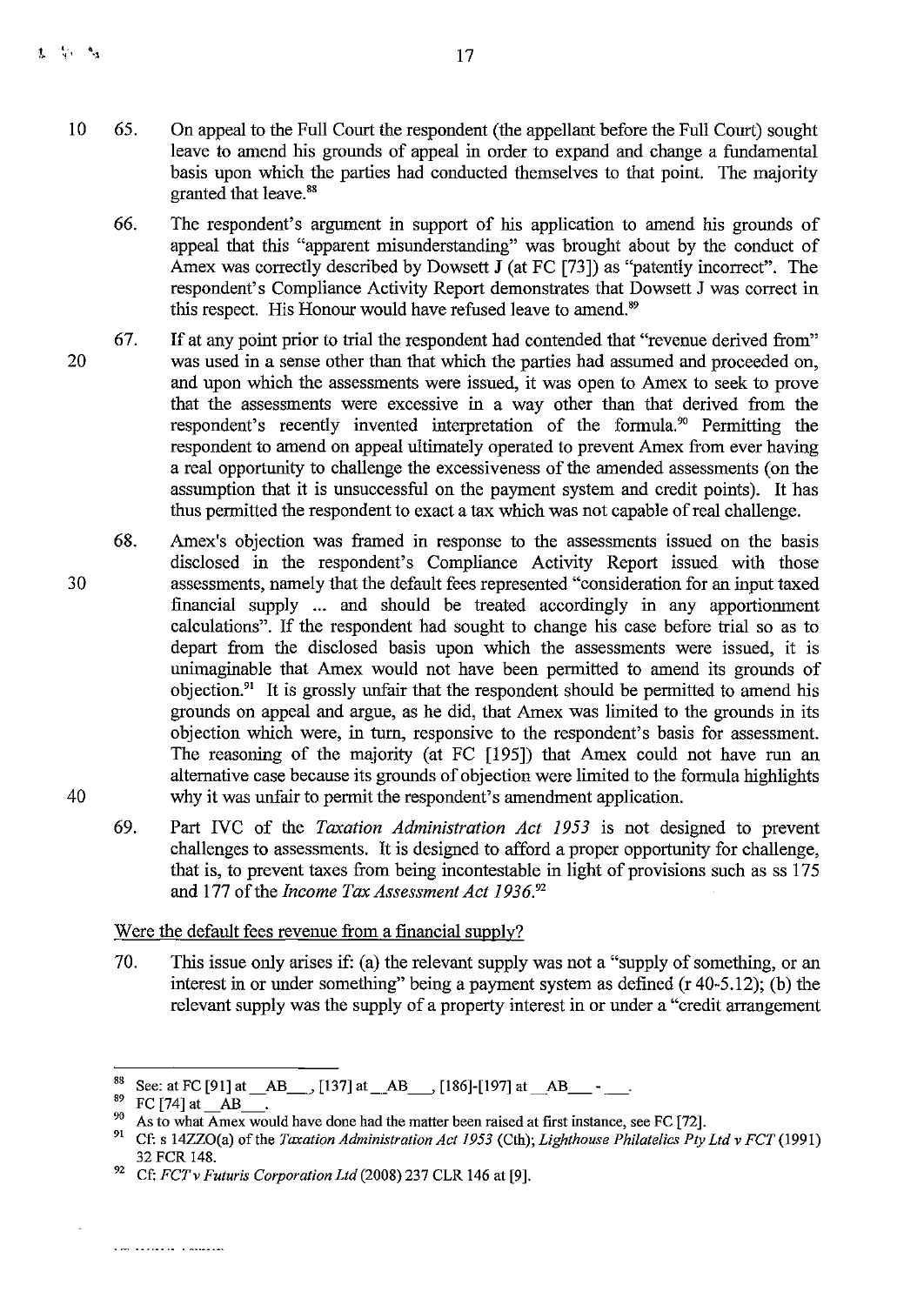65. On appeal to the Full Court the respondent (the appellant before the Full Court) sought leave to amend his grounds of appeal in order to expand and change a fundamental basis upon which the parties had conducted themselves to that point. The majority granted that leave.[88]

66. The respondent's argument in support of his application to amend his grounds of appeal that this "apparent misunderstanding" was brought about by the conduct of Amex was correctly described by Dowsett J (at FC [73]) as "patently incorrect". The respondent's Compliance Activity Report demonstrates that Dowsett J was correct in this respect. His Honour would have refused leave to amend.[89]

67. If at any point prior to trial the respondent had contended that "revenue derived from" was used in a sense other than that which the parties had assumed and proceeded on, and upon which the assessments were issued, it was open to Amex to seek to prove that the assessments were excessive in a way other than that derived from the respondent's recently invented interpretation of the formula.[90] Permitting the respondent to amend on appeal ultimately operated to prevent Amex from ever having a real opportunity to challenge the excessiveness of the amended assessments (on the assumption that it is unsuccessful on the payment system and credit points). It has thus permitted the respondent to exact a tax which was not capable of real challenge.

68. Amex's objection was framed in response to the assessments issued on the basis disclosed in the respondent's Compliance Activity Report issued with those assessments, namely that the default fees represented "consideration for an input taxed financial supply ... and should be treated accordingly in any apportionment calculations". If the respondent had sought to change his case before trial so as to depart from the disclosed basis upon which the assessments were issued, it is unimaginable that Amex would not have been permitted to amend its grounds of objection.[91] It is grossly unfair that the respondent should be permitted to amend his grounds on appeal and argue, as he did, that Amex was limited to the grounds in its objection which were, in turn, responsive to the respondent's basis for assessment. The reasoning of the majority (at FC [195]) that Amex could not have run an alternative case because its grounds of objection were limited to the formula highlights why it was unfair to permit the respondent's amendment application.

69. Part IVC of the *Taxation Administration Act 1953* is not designed to prevent challenges to assessments. It is designed to afford a proper opportunity for challenge, that is, to prevent taxes from being incontestable in light of provisions such as ss 175 and 177 of the *Income Tax Assessment Act 1936*.[92]

<u>Were the default fees revenue from a financial supply?</u>

70. This issue only arises if: (a) the relevant supply was not a "supply of something, or an interest in or under something" being a payment system as defined (r 40-5.12); (b) the relevant supply was the supply of a property interest in or under a "credit arrangement

---

[88] See: at FC [91] at __AB__, [137] at __AB__, [186]-[197] at __AB__ - __.

[89] FC [74] at __AB__.

[90] As to what Amex would have done had the matter been raised at first instance, see FC [72].

[91] Cf: s 14ZZO(a) of the *Taxation Administration Act 1953* (Cth); *Lighthouse Philatelics Pty Ltd v FCT* (1991) 32 FCR 148.

[92] Cf: *FCT v Futuris Corporation Ltd* (2008) 237 CLR 146 at [9].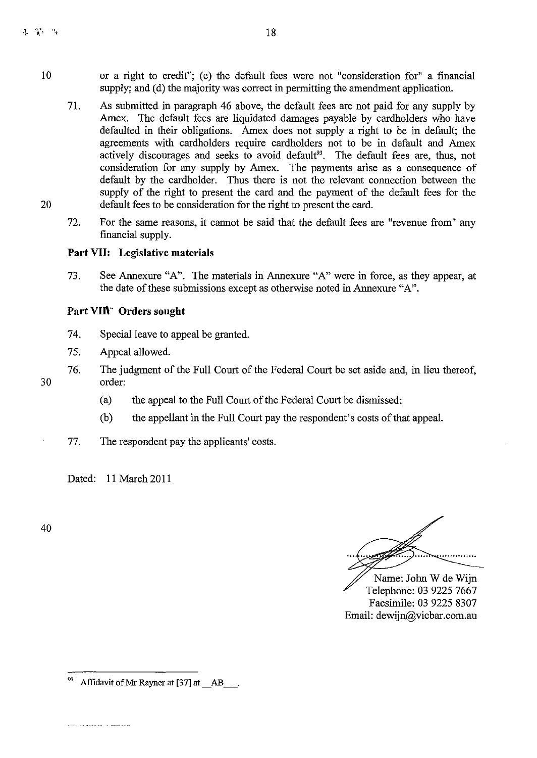or a right to credit"; (c) the default fees were not "consideration for" a financial supply; and (d) the majority was correct in permitting the amendment application.

71. As submitted in paragraph 46 above, the default fees are not paid for any supply by Amex. The default fees are liquidated damages payable by cardholders who have defaulted in their obligations. Amex does not supply a right to be in default; the agreements with cardholders require cardholders not to be in default and Amex actively discourages and seeks to avoid default[93]. The default fees are, thus, not consideration for any supply by Amex. The payments arise as a consequence of default by the cardholder. Thus there is not the relevant connection between the supply of the right to present the card and the payment of the default fees for the default fees to be consideration for the right to present the card.

72. For the same reasons, it cannot be said that the default fees are "revenue from" any financial supply.

**Part VII: Legislative materials**

73. See Annexure "A". The materials in Annexure "A" were in force, as they appear, at the date of these submissions except as otherwise noted in Annexure "A".

**Part VIII: Orders sought**

74. Special leave to appeal be granted.

75. Appeal allowed.

76. The judgment of the Full Court of the Federal Court be set aside and, in lieu thereof, order:

    (a) the appeal to the Full Court of the Federal Court be dismissed;

    (b) the appellant in the Full Court pay the respondent's costs of that appeal.

77. The respondent pay the applicants' costs.

Dated: 11 March 2011

Name: John W de Wijn
Telephone: 03 9225 7667
Facsimile: 03 9225 8307
Email: dewijn@vicbar.com.au

---

[93] Affidavit of Mr Rayner at [37] at \_\_AB\_\_.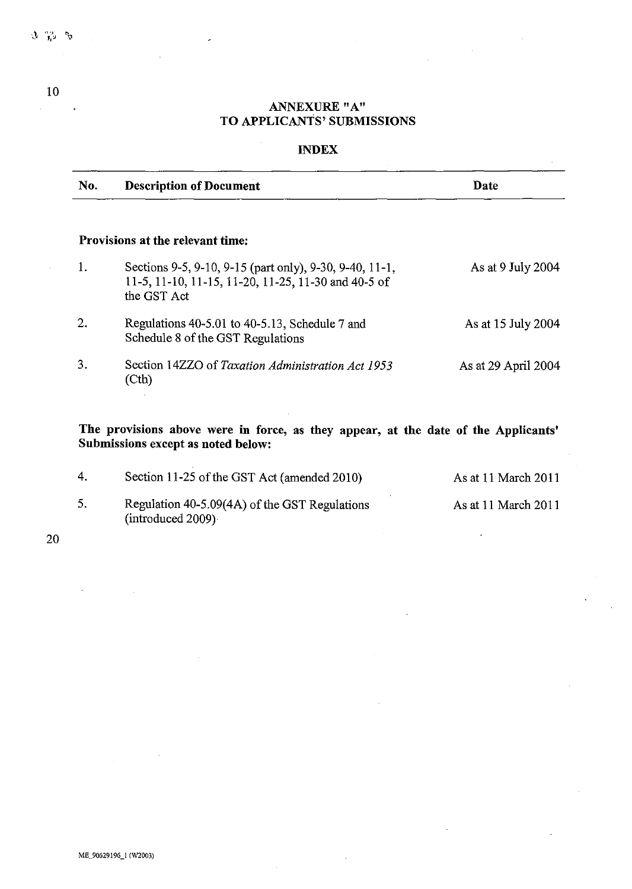## ANNEXURE "A"
## TO APPLICANTS' SUBMISSIONS

### INDEX

| No. | Description of Document | Date |
|---|---|---|
| | **Provisions at the relevant time:** | |
| 1. | Sections 9-5, 9-10, 9-15 (part only), 9-30, 9-40, 11-1, 11-5, 11-10, 11-15, 11-20, 11-25, 11-30 and 40-5 of the GST Act | As at 9 July 2004 |
| 2. | Regulations 40-5.01 to 40-5.13, Schedule 7 and Schedule 8 of the GST Regulations | As at 15 July 2004 |
| 3. | Section 14ZZO of *Taxation Administration Act 1953* (Cth) | As at 29 April 2004 |
| | **The provisions above were in force, as they appear, at the date of the Applicants' Submissions except as noted below:** | |
| 4. | Section 11-25 of the GST Act (amended 2010) | As at 11 March 2011 |
| 5. | Regulation 40-5.09(4A) of the GST Regulations (introduced 2009) | As at 11 March 2011 |

ME_90629196_1 (W2003)